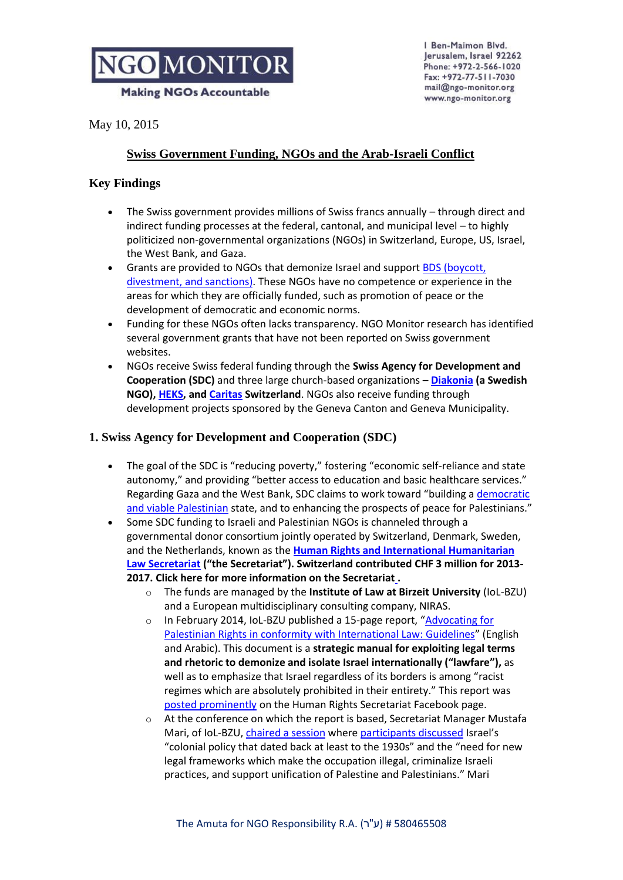NGO MONITOR

Making NGOs Accountable

1 Ben-Maimon Blvd.
Jerusalem, Israel 92262
Phone: +972-2-566-1020
Fax: +972-77-511-7030
mail@ngo-monitor.org
www.ngo-monitor.org

May 10, 2015

## Swiss Government Funding, NGOs and the Arab-Israeli Conflict

### Key Findings

- The Swiss government provides millions of Swiss francs annually – through direct and indirect funding processes at the federal, cantonal, and municipal level – to highly politicized non-governmental organizations (NGOs) in Switzerland, Europe, US, Israel, the West Bank, and Gaza.
- Grants are provided to NGOs that demonize Israel and support BDS (boycott, divestment, and sanctions). These NGOs have no competence or experience in the areas for which they are officially funded, such as promotion of peace or the development of democratic and economic norms.
- Funding for these NGOs often lacks transparency. NGO Monitor research has identified several government grants that have not been reported on Swiss government websites.
- NGOs receive Swiss federal funding through the **Swiss Agency for Development and Cooperation (SDC)** and three large church-based organizations – **Diakonia (a Swedish NGO), HEKS, and Caritas Switzerland**. NGOs also receive funding through development projects sponsored by the Geneva Canton and Geneva Municipality.

### 1. Swiss Agency for Development and Cooperation (SDC)

- The goal of the SDC is "reducing poverty," fostering "economic self-reliance and state autonomy," and providing "better access to education and basic healthcare services." Regarding Gaza and the West Bank, SDC claims to work toward "building a democratic and viable Palestinian state, and to enhancing the prospects of peace for Palestinians."
- Some SDC funding to Israeli and Palestinian NGOs is channeled through a governmental donor consortium jointly operated by Switzerland, Denmark, Sweden, and the Netherlands, known as the **Human Rights and International Humanitarian Law Secretariat ("the Secretariat"). Switzerland contributed CHF 3 million for 2013-2017. Click here for more information on the Secretariat.**
  - The funds are managed by the **Institute of Law at Birzeit University** (IoL-BZU) and a European multidisciplinary consulting company, NIRAS.
  - In February 2014, IoL-BZU published a 15-page report, "Advocating for Palestinian Rights in conformity with International Law: Guidelines" (English and Arabic). This document is a **strategic manual for exploiting legal terms and rhetoric to demonize and isolate Israel internationally ("lawfare"),** as well as to emphasize that Israel regardless of its borders is among "racist regimes which are absolutely prohibited in their entirety." This report was posted prominently on the Human Rights Secretariat Facebook page.
  - At the conference on which the report is based, Secretariat Manager Mustafa Mari, of IoL-BZU, chaired a session where participants discussed Israel's "colonial policy that dated back at least to the 1930s" and the "need for new legal frameworks which make the occupation illegal, criminalize Israeli practices, and support unification of Palestine and Palestinians." Mari

The Amuta for NGO Responsibility R.A. (ע"ר) # 580465508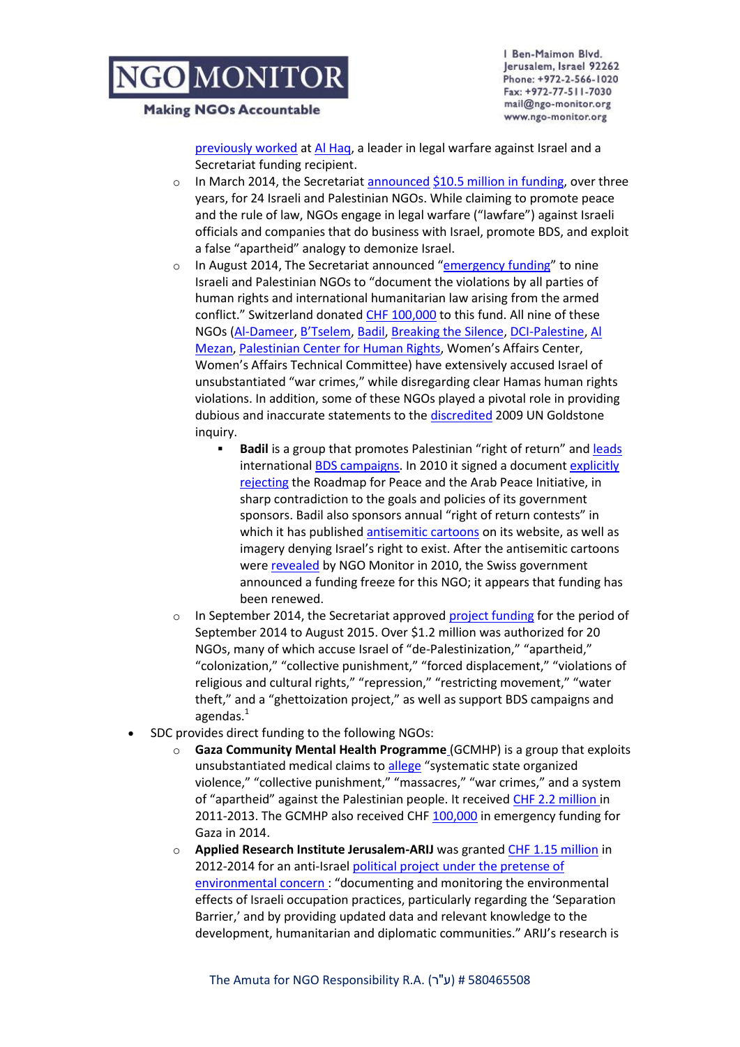previously worked at Al Haq, a leader in legal warfare against Israel and a Secretariat funding recipient.

- In March 2014, the Secretariat announced $10.5 million in funding, over three years, for 24 Israeli and Palestinian NGOs. While claiming to promote peace and the rule of law, NGOs engage in legal warfare ("lawfare") against Israeli officials and companies that do business with Israel, promote BDS, and exploit a false "apartheid" analogy to demonize Israel.
- In August 2014, The Secretariat announced "emergency funding" to nine Israeli and Palestinian NGOs to "document the violations by all parties of human rights and international humanitarian law arising from the armed conflict." Switzerland donated CHF 100,000 to this fund. All nine of these NGOs (Al-Dameer, B'Tselem, Badil, Breaking the Silence, DCI-Palestine, Al Mezan, Palestinian Center for Human Rights, Women's Affairs Center, Women's Affairs Technical Committee) have extensively accused Israel of unsubstantiated "war crimes," while disregarding clear Hamas human rights violations. In addition, some of these NGOs played a pivotal role in providing dubious and inaccurate statements to the discredited 2009 UN Goldstone inquiry.
  - **Badil** is a group that promotes Palestinian "right of return" and leads international BDS campaigns. In 2010 it signed a document explicitly rejecting the Roadmap for Peace and the Arab Peace Initiative, in sharp contradiction to the goals and policies of its government sponsors. Badil also sponsors annual "right of return contests" in which it has published antisemitic cartoons on its website, as well as imagery denying Israel's right to exist. After the antisemitic cartoons were revealed by NGO Monitor in 2010, the Swiss government announced a funding freeze for this NGO; it appears that funding has been renewed.
- In September 2014, the Secretariat approved project funding for the period of September 2014 to August 2015. Over $1.2 million was authorized for 20 NGOs, many of which accuse Israel of "de-Palestinization," "apartheid," "colonization," "collective punishment," "forced displacement," "violations of religious and cultural rights," "repression," "restricting movement," "water theft," and a "ghettoization project," as well as support BDS campaigns and agendas.[1]

- SDC provides direct funding to the following NGOs:
  - **Gaza Community Mental Health Programme** (GCMHP) is a group that exploits unsubstantiated medical claims to allege "systematic state organized violence," "collective punishment," "massacres," "war crimes," and a system of "apartheid" against the Palestinian people. It received CHF 2.2 million in 2011-2013. The GCMHP also received CHF 100,000 in emergency funding for Gaza in 2014.
  - **Applied Research Institute Jerusalem-ARIJ** was granted CHF 1.15 million in 2012-2014 for an anti-Israel political project under the pretense of environmental concern : "documenting and monitoring the environmental effects of Israeli occupation practices, particularly regarding the 'Separation Barrier,' and by providing updated data and relevant knowledge to the development, humanitarian and diplomatic communities." ARIJ's research is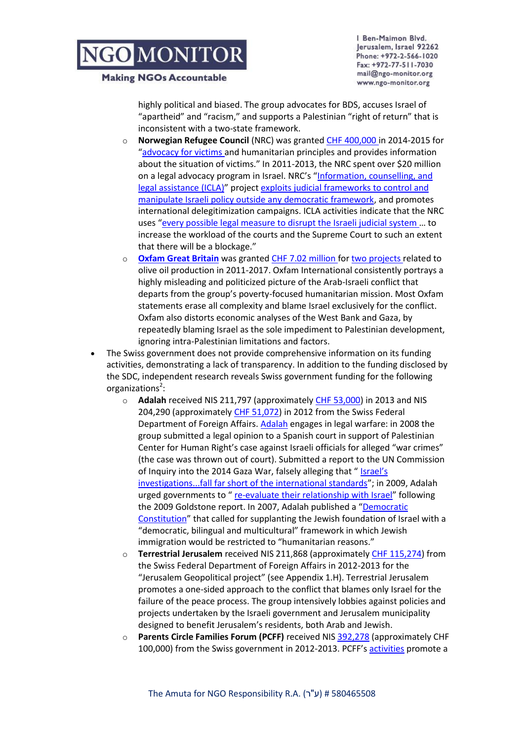highly political and biased. The group advocates for BDS, accuses Israel of "apartheid" and "racism," and supports a Palestinian "right of return" that is inconsistent with a two-state framework.

  - **Norwegian Refugee Council** (NRC) was granted CHF 400,000 in 2014-2015 for "advocacy for victims and humanitarian principles and provides information about the situation of victims." In 2011-2013, the NRC spent over $20 million on a legal advocacy program in Israel. NRC's "Information, counselling, and legal assistance (ICLA)" project exploits judicial frameworks to control and manipulate Israeli policy outside any democratic framework, and promotes international delegitimization campaigns. ICLA activities indicate that the NRC uses "every possible legal measure to disrupt the Israeli judicial system … to increase the workload of the courts and the Supreme Court to such an extent that there will be a blockage."
  - **Oxfam Great Britain** was granted CHF 7.02 million for two projects related to olive oil production in 2011-2017. Oxfam International consistently portrays a highly misleading and politicized picture of the Arab-Israeli conflict that departs from the group's poverty-focused humanitarian mission. Most Oxfam statements erase all complexity and blame Israel exclusively for the conflict. Oxfam also distorts economic analyses of the West Bank and Gaza, by repeatedly blaming Israel as the sole impediment to Palestinian development, ignoring intra-Palestinian limitations and factors.

- The Swiss government does not provide comprehensive information on its funding activities, demonstrating a lack of transparency. In addition to the funding disclosed by the SDC, independent research reveals Swiss government funding for the following organizations[2]:
  - **Adalah** received NIS 211,797 (approximately CHF 53,000) in 2013 and NIS 204,290 (approximately CHF 51,072) in 2012 from the Swiss Federal Department of Foreign Affairs. Adalah engages in legal warfare: in 2008 the group submitted a legal opinion to a Spanish court in support of Palestinian Center for Human Right's case against Israeli officials for alleged "war crimes" (the case was thrown out of court). Submitted a report to the UN Commission of Inquiry into the 2014 Gaza War, falsely alleging that " Israel's investigations...fall far short of the international standards"; in 2009, Adalah urged governments to " re-evaluate their relationship with Israel" following the 2009 Goldstone report. In 2007, Adalah published a "Democratic Constitution" that called for supplanting the Jewish foundation of Israel with a "democratic, bilingual and multicultural" framework in which Jewish immigration would be restricted to "humanitarian reasons."
  - **Terrestrial Jerusalem** received NIS 211,868 (approximately CHF 115,274) from the Swiss Federal Department of Foreign Affairs in 2012-2013 for the "Jerusalem Geopolitical project" (see Appendix 1.H). Terrestrial Jerusalem promotes a one-sided approach to the conflict that blames only Israel for the failure of the peace process. The group intensively lobbies against policies and projects undertaken by the Israeli government and Jerusalem municipality designed to benefit Jerusalem's residents, both Arab and Jewish.
  - **Parents Circle Families Forum (PCFF)** received NIS 392,278 (approximately CHF 100,000) from the Swiss government in 2012-2013. PCFF's activities promote a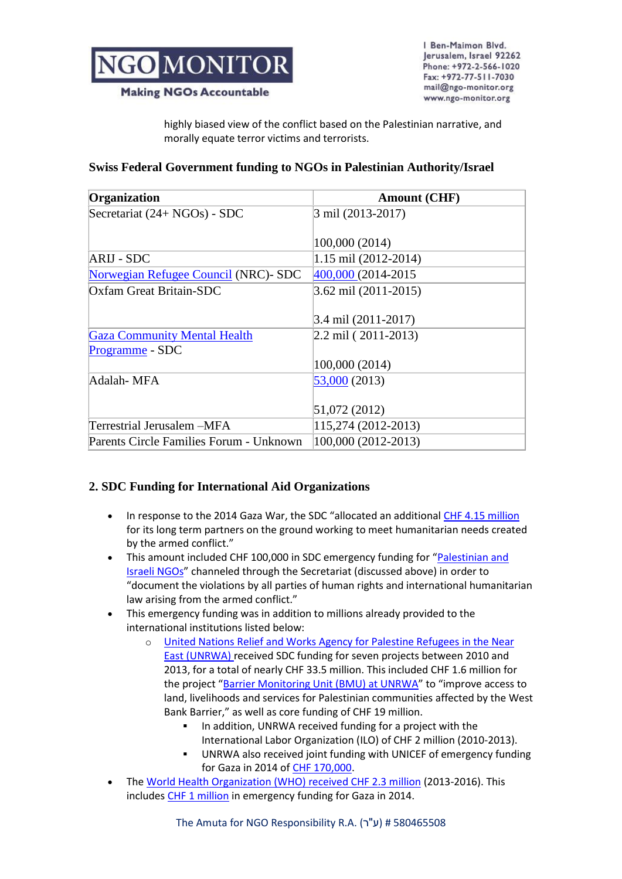highly biased view of the conflict based on the Palestinian narrative, and morally equate terror victims and terrorists.

**Swiss Federal Government funding to NGOs in Palestinian Authority/Israel**

| Organization | Amount (CHF) |
|---|---|
| Secretariat (24+ NGOs) - SDC | 3 mil (2013-2017)<br><br>100,000 (2014) |
| ARIJ - SDC | 1.15 mil (2012-2014) |
| Norwegian Refugee Council (NRC)- SDC | 400,000 (2014-2015 |
| Oxfam Great Britain-SDC | 3.62 mil (2011-2015)<br><br>3.4 mil (2011-2017) |
| Gaza Community Mental Health Programme - SDC | 2.2 mil ( 2011-2013)<br><br>100,000 (2014) |
| Adalah- MFA | 53,000 (2013)<br><br>51,072 (2012) |
| Terrestrial Jerusalem –MFA | 115,274 (2012-2013) |
| Parents Circle Families Forum - Unknown | 100,000 (2012-2013) |

## 2. SDC Funding for International Aid Organizations

- In response to the 2014 Gaza War, the SDC "allocated an additional CHF 4.15 million for its long term partners on the ground working to meet humanitarian needs created by the armed conflict."
- This amount included CHF 100,000 in SDC emergency funding for "Palestinian and Israeli NGOs" channeled through the Secretariat (discussed above) in order to "document the violations by all parties of human rights and international humanitarian law arising from the armed conflict."
- This emergency funding was in addition to millions already provided to the international institutions listed below:
  - United Nations Relief and Works Agency for Palestine Refugees in the Near East (UNRWA) received SDC funding for seven projects between 2010 and 2013, for a total of nearly CHF 33.5 million. This included CHF 1.6 million for the project "Barrier Monitoring Unit (BMU) at UNRWA" to "improve access to land, livelihoods and services for Palestinian communities affected by the West Bank Barrier," as well as core funding of CHF 19 million.
    - In addition, UNRWA received funding for a project with the International Labor Organization (ILO) of CHF 2 million (2010-2013).
    - UNRWA also received joint funding with UNICEF of emergency funding for Gaza in 2014 of CHF 170,000.
- The World Health Organization (WHO) received CHF 2.3 million (2013-2016). This includes CHF 1 million in emergency funding for Gaza in 2014.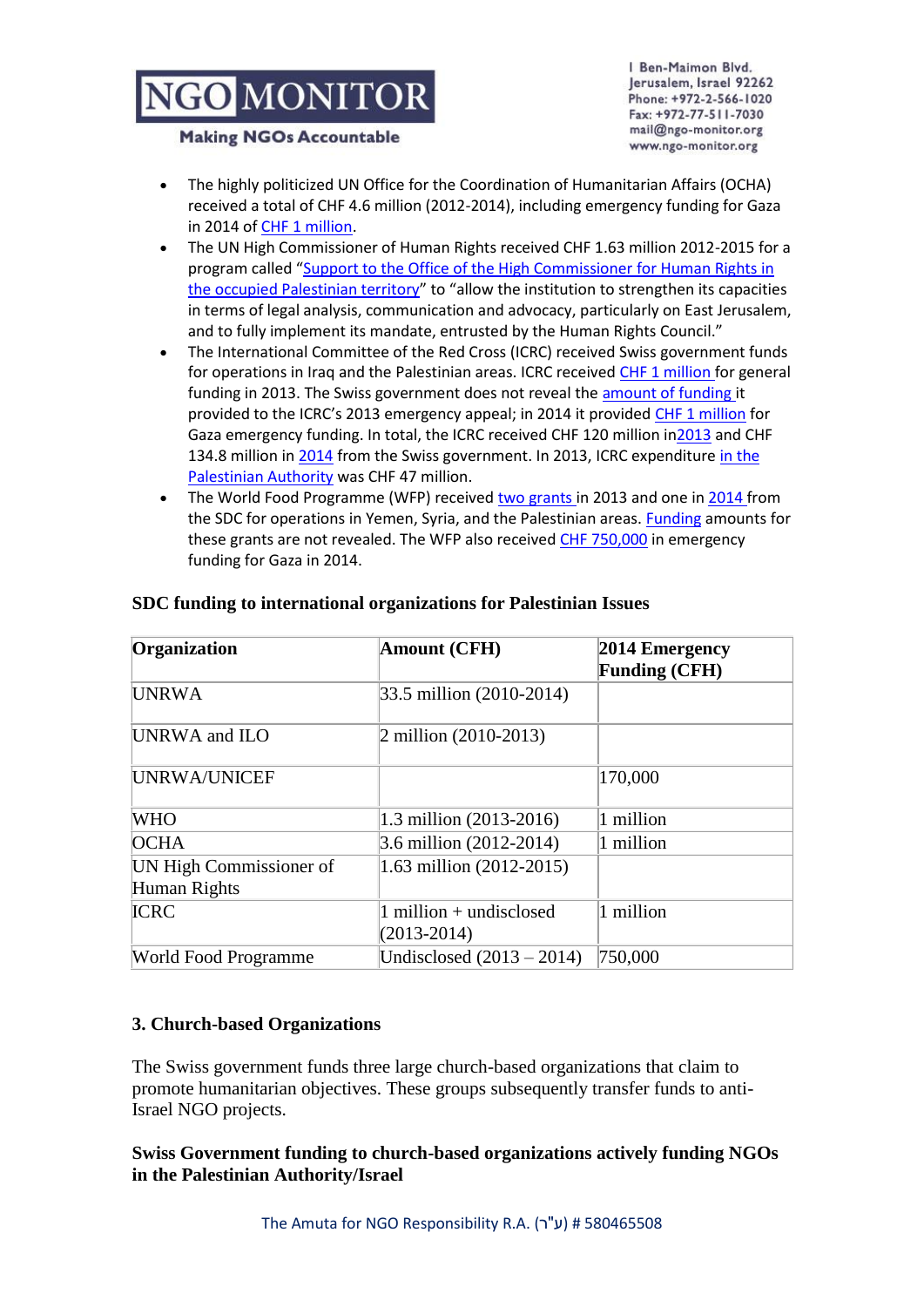- The highly politicized UN Office for the Coordination of Humanitarian Affairs (OCHA) received a total of CHF 4.6 million (2012-2014), including emergency funding for Gaza in 2014 of CHF 1 million.
- The UN High Commissioner of Human Rights received CHF 1.63 million 2012-2015 for a program called "Support to the Office of the High Commissioner for Human Rights in the occupied Palestinian territory" to "allow the institution to strengthen its capacities in terms of legal analysis, communication and advocacy, particularly on East Jerusalem, and to fully implement its mandate, entrusted by the Human Rights Council."
- The International Committee of the Red Cross (ICRC) received Swiss government funds for operations in Iraq and the Palestinian areas. ICRC received CHF 1 million for general funding in 2013. The Swiss government does not reveal the amount of funding it provided to the ICRC's 2013 emergency appeal; in 2014 it provided CHF 1 million for Gaza emergency funding. In total, the ICRC received CHF 120 million in2013 and CHF 134.8 million in 2014 from the Swiss government. In 2013, ICRC expenditure in the Palestinian Authority was CHF 47 million.
- The World Food Programme (WFP) received two grants in 2013 and one in 2014 from the SDC for operations in Yemen, Syria, and the Palestinian areas. Funding amounts for these grants are not revealed. The WFP also received CHF 750,000 in emergency funding for Gaza in 2014.

**SDC funding to international organizations for Palestinian Issues**

| Organization | Amount (CFH) | 2014 Emergency Funding (CFH) |
|---|---|---|
| UNRWA | 33.5 million (2010-2014) | |
| UNRWA and ILO | 2 million (2010-2013) | |
| UNRWA/UNICEF | | 170,000 |
| WHO | 1.3 million (2013-2016) | 1 million |
| OCHA | 3.6 million (2012-2014) | 1 million |
| UN High Commissioner of Human Rights | 1.63 million (2012-2015) | |
| ICRC | 1 million + undisclosed (2013-2014) | 1 million |
| World Food Programme | Undisclosed (2013 – 2014) | 750,000 |

### 3. Church-based Organizations

The Swiss government funds three large church-based organizations that claim to promote humanitarian objectives. These groups subsequently transfer funds to anti-Israel NGO projects.

**Swiss Government funding to church-based organizations actively funding NGOs in the Palestinian Authority/Israel**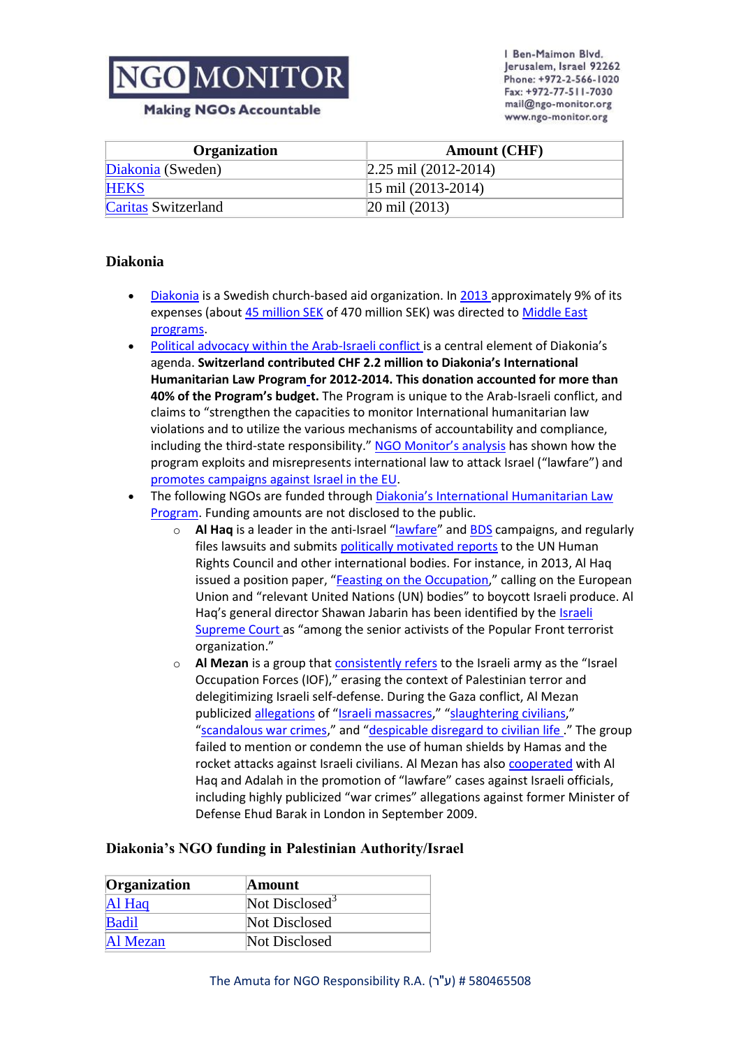| Organization | Amount (CHF) |
|---|---|
| Diakonia (Sweden) | 2.25 mil (2012-2014) |
| HEKS | 15 mil (2013-2014) |
| Caritas Switzerland | 20 mil (2013) |

### Diakonia

- Diakonia is a Swedish church-based aid organization. In 2013 approximately 9% of its expenses (about 45 million SEK of 470 million SEK) was directed to Middle East programs.
- Political advocacy within the Arab-Israeli conflict is a central element of Diakonia's agenda. **Switzerland contributed CHF 2.2 million to Diakonia's International Humanitarian Law Program for 2012-2014. This donation accounted for more than 40% of the Program's budget.** The Program is unique to the Arab-Israeli conflict, and claims to "strengthen the capacities to monitor International humanitarian law violations and to utilize the various mechanisms of accountability and compliance, including the third-state responsibility." NGO Monitor's analysis has shown how the program exploits and misrepresents international law to attack Israel ("lawfare") and promotes campaigns against Israel in the EU.
- The following NGOs are funded through Diakonia's International Humanitarian Law Program. Funding amounts are not disclosed to the public.
    - **Al Haq** is a leader in the anti-Israel "lawfare" and BDS campaigns, and regularly files lawsuits and submits politically motivated reports to the UN Human Rights Council and other international bodies. For instance, in 2013, Al Haq issued a position paper, "Feasting on the Occupation," calling on the European Union and "relevant United Nations (UN) bodies" to boycott Israeli produce. Al Haq's general director Shawan Jabarin has been identified by the Israeli Supreme Court as "among the senior activists of the Popular Front terrorist organization."
    - **Al Mezan** is a group that consistently refers to the Israeli army as the "Israel Occupation Forces (IOF)," erasing the context of Palestinian terror and delegitimizing Israeli self-defense. During the Gaza conflict, Al Mezan publicized allegations of "Israeli massacres," "slaughtering civilians," "scandalous war crimes," and "despicable disregard to civilian life." The group failed to mention or condemn the use of human shields by Hamas and the rocket attacks against Israeli civilians. Al Mezan has also cooperated with Al Haq and Adalah in the promotion of "lawfare" cases against Israeli officials, including highly publicized "war crimes" allegations against former Minister of Defense Ehud Barak in London in September 2009.

### Diakonia's NGO funding in Palestinian Authority/Israel

| Organization | Amount |
|---|---|
| Al Haq | Not Disclosed[3] |
| Badil | Not Disclosed |
| Al Mezan | Not Disclosed |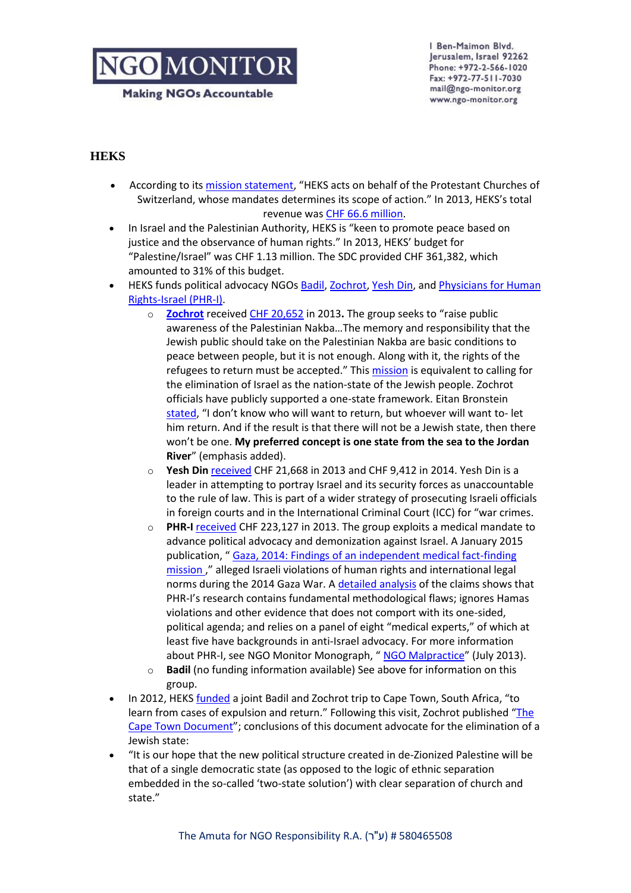## HEKS

- According to its mission statement, "HEKS acts on behalf of the Protestant Churches of Switzerland, whose mandates determines its scope of action." In 2013, HEKS's total revenue was CHF 66.6 million.
- In Israel and the Palestinian Authority, HEKS is "keen to promote peace based on justice and the observance of human rights." In 2013, HEKS' budget for "Palestine/Israel" was CHF 1.13 million. The SDC provided CHF 361,382, which amounted to 31% of this budget.
- HEKS funds political advocacy NGOs Badil, Zochrot, Yesh Din, and Physicians for Human Rights-Israel (PHR-I).
  - **Zochrot** received CHF 20,652 in 2013**.** The group seeks to "raise public awareness of the Palestinian Nakba…The memory and responsibility that the Jewish public should take on the Palestinian Nakba are basic conditions to peace between people, but it is not enough. Along with it, the rights of the refugees to return must be accepted." This mission is equivalent to calling for the elimination of Israel as the nation-state of the Jewish people. Zochrot officials have publicly supported a one-state framework. Eitan Bronstein stated, "I don't know who will want to return, but whoever will want to- let him return. And if the result is that there will not be a Jewish state, then there won't be one. **My preferred concept is one state from the sea to the Jordan River**" (emphasis added).
  - **Yesh Din** received CHF 21,668 in 2013 and CHF 9,412 in 2014. Yesh Din is a leader in attempting to portray Israel and its security forces as unaccountable to the rule of law. This is part of a wider strategy of prosecuting Israeli officials in foreign courts and in the International Criminal Court (ICC) for "war crimes.
  - **PHR-I** received CHF 223,127 in 2013. The group exploits a medical mandate to advance political advocacy and demonization against Israel. A January 2015 publication, " Gaza, 2014: Findings of an independent medical fact-finding mission ," alleged Israeli violations of human rights and international legal norms during the 2014 Gaza War. A detailed analysis of the claims shows that PHR-I's research contains fundamental methodological flaws; ignores Hamas violations and other evidence that does not comport with its one-sided, political agenda; and relies on a panel of eight "medical experts," of which at least five have backgrounds in anti-Israel advocacy. For more information about PHR-I, see NGO Monitor Monograph, " NGO Malpractice" (July 2013).
  - **Badil** (no funding information available) See above for information on this group.
- In 2012, HEKS funded a joint Badil and Zochrot trip to Cape Town, South Africa, "to learn from cases of expulsion and return." Following this visit, Zochrot published "The Cape Town Document"; conclusions of this document advocate for the elimination of a Jewish state:
- "It is our hope that the new political structure created in de-Zionized Palestine will be that of a single democratic state (as opposed to the logic of ethnic separation embedded in the so-called 'two-state solution') with clear separation of church and state."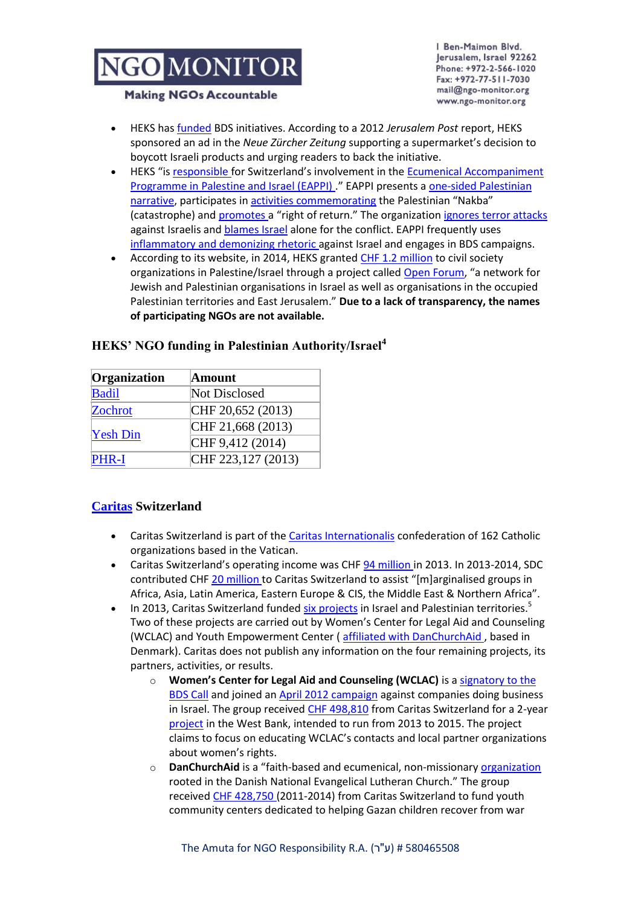- HEKS has funded BDS initiatives. According to a 2012 *Jerusalem Post* report, HEKS sponsored an ad in the *Neue Zürcher Zeitung* supporting a supermarket's decision to boycott Israeli products and urging readers to back the initiative.
- HEKS "is responsible for Switzerland's involvement in the Ecumenical Accompaniment Programme in Palestine and Israel (EAPPI) ." EAPPI presents a one-sided Palestinian narrative, participates in activities commemorating the Palestinian "Nakba" (catastrophe) and promotes a "right of return." The organization ignores terror attacks against Israelis and blames Israel alone for the conflict. EAPPI frequently uses inflammatory and demonizing rhetoric against Israel and engages in BDS campaigns.
- According to its website, in 2014, HEKS granted CHF 1.2 million to civil society organizations in Palestine/Israel through a project called Open Forum, "a network for Jewish and Palestinian organisations in Israel as well as organisations in the occupied Palestinian territories and East Jerusalem." **Due to a lack of transparency, the names of participating NGOs are not available.**

### HEKS' NGO funding in Palestinian Authority/Israel[4]

| Organization | Amount |
|---|---|
| Badil | Not Disclosed |
| Zochrot | CHF 20,652 (2013) |
| Yesh Din | CHF 21,668 (2013) |
| | CHF 9,412 (2014) |
| PHR-I | CHF 223,127 (2013) |

## Caritas Switzerland

- Caritas Switzerland is part of the Caritas Internationalis confederation of 162 Catholic organizations based in the Vatican.
- Caritas Switzerland's operating income was CHF 94 million in 2013. In 2013-2014, SDC contributed CHF 20 million to Caritas Switzerland to assist "[m]arginalised groups in Africa, Asia, Latin America, Eastern Europe & CIS, the Middle East & Northern Africa".
- In 2013, Caritas Switzerland funded six projects in Israel and Palestinian territories.[5] Two of these projects are carried out by Women's Center for Legal Aid and Counseling (WCLAC) and Youth Empowerment Center ( affiliated with DanChurchAid , based in Denmark). Caritas does not publish any information on the four remaining projects, its partners, activities, or results.
  - **Women's Center for Legal Aid and Counseling (WCLAC)** is a signatory to the BDS Call and joined an April 2012 campaign against companies doing business in Israel. The group received CHF 498,810 from Caritas Switzerland for a 2-year project in the West Bank, intended to run from 2013 to 2015. The project claims to focus on educating WCLAC's contacts and local partner organizations about women's rights.
  - **DanChurchAid** is a "faith-based and ecumenical, non-missionary organization rooted in the Danish National Evangelical Lutheran Church." The group received CHF 428,750 (2011-2014) from Caritas Switzerland to fund youth community centers dedicated to helping Gazan children recover from war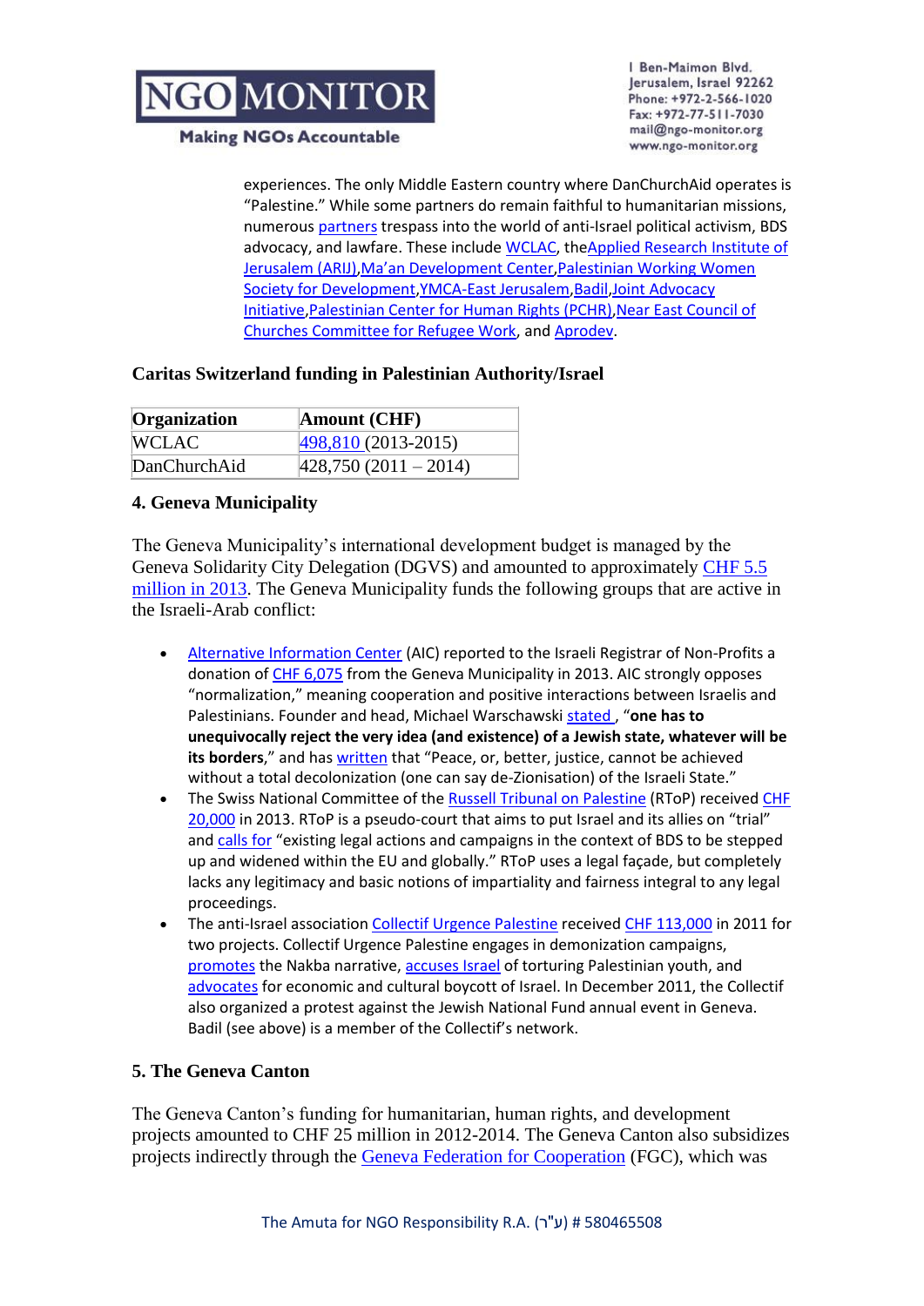experiences. The only Middle Eastern country where DanChurchAid operates is "Palestine." While some partners do remain faithful to humanitarian missions, numerous partners trespass into the world of anti-Israel political activism, BDS advocacy, and lawfare. These include WCLAC, theApplied Research Institute of Jerusalem (ARIJ),Ma'an Development Center,Palestinian Working Women Society for Development,YMCA-East Jerusalem,Badil,Joint Advocacy Initiative,Palestinian Center for Human Rights (PCHR),Near East Council of Churches Committee for Refugee Work, and Aprodev.

### Caritas Switzerland funding in Palestinian Authority/Israel

| Organization | Amount (CHF) |
| --- | --- |
| WCLAC | 498,810 (2013-2015) |
| DanChurchAid | 428,750 (2011 – 2014) |

### 4. Geneva Municipality

The Geneva Municipality's international development budget is managed by the Geneva Solidarity City Delegation (DGVS) and amounted to approximately CHF 5.5 million in 2013. The Geneva Municipality funds the following groups that are active in the Israeli-Arab conflict:

- Alternative Information Center (AIC) reported to the Israeli Registrar of Non-Profits a donation of CHF 6,075 from the Geneva Municipality in 2013. AIC strongly opposes "normalization," meaning cooperation and positive interactions between Israelis and Palestinians. Founder and head, Michael Warschawski stated , "**one has to unequivocally reject the very idea (and existence) of a Jewish state, whatever will be its borders**," and has written that "Peace, or, better, justice, cannot be achieved without a total decolonization (one can say de-Zionisation) of the Israeli State."
- The Swiss National Committee of the Russell Tribunal on Palestine (RToP) received CHF 20,000 in 2013. RToP is a pseudo-court that aims to put Israel and its allies on "trial" and calls for "existing legal actions and campaigns in the context of BDS to be stepped up and widened within the EU and globally." RToP uses a legal façade, but completely lacks any legitimacy and basic notions of impartiality and fairness integral to any legal proceedings.
- The anti-Israel association Collectif Urgence Palestine received CHF 113,000 in 2011 for two projects. Collectif Urgence Palestine engages in demonization campaigns, promotes the Nakba narrative, accuses Israel of torturing Palestinian youth, and advocates for economic and cultural boycott of Israel. In December 2011, the Collectif also organized a protest against the Jewish National Fund annual event in Geneva. Badil (see above) is a member of the Collectif's network.

### 5. The Geneva Canton

The Geneva Canton's funding for humanitarian, human rights, and development projects amounted to CHF 25 million in 2012-2014. The Geneva Canton also subsidizes projects indirectly through the Geneva Federation for Cooperation (FGC), which was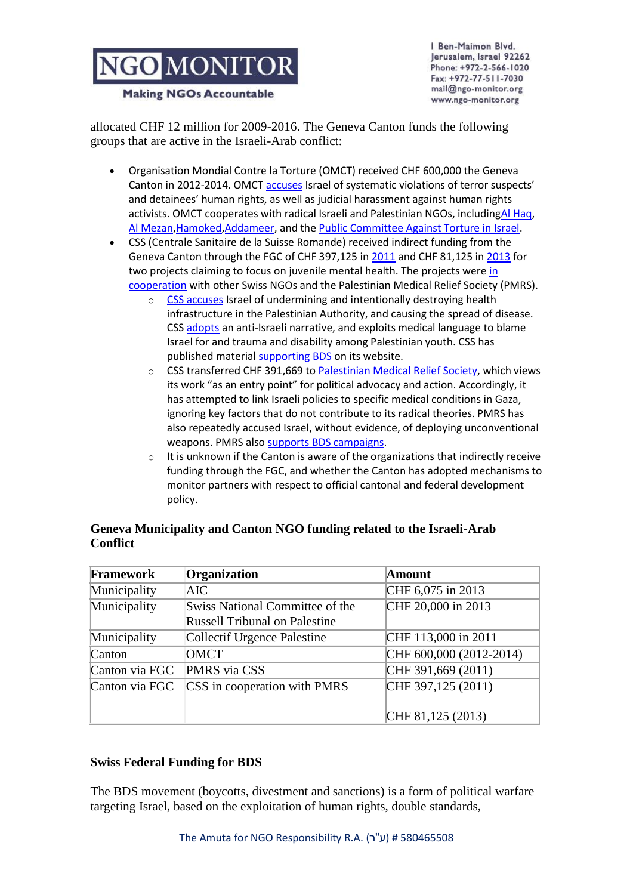allocated CHF 12 million for 2009-2016. The Geneva Canton funds the following groups that are active in the Israeli-Arab conflict:

- Organisation Mondial Contre la Torture (OMCT) received CHF 600,000 the Geneva Canton in 2012-2014. OMCT accuses Israel of systematic violations of terror suspects' and detainees' human rights, as well as judicial harassment against human rights activists. OMCT cooperates with radical Israeli and Palestinian NGOs, includingAl Haq, Al Mezan,Hamoked,Addameer, and the Public Committee Against Torture in Israel.
- CSS (Centrale Sanitaire de la Suisse Romande) received indirect funding from the Geneva Canton through the FGC of CHF 397,125 in 2011 and CHF 81,125 in 2013 for two projects claiming to focus on juvenile mental health. The projects were in cooperation with other Swiss NGOs and the Palestinian Medical Relief Society (PMRS).
    - CSS accuses Israel of undermining and intentionally destroying health infrastructure in the Palestinian Authority, and causing the spread of disease. CSS adopts an anti-Israeli narrative, and exploits medical language to blame Israel for and trauma and disability among Palestinian youth. CSS has published material supporting BDS on its website.
    - CSS transferred CHF 391,669 to Palestinian Medical Relief Society, which views its work "as an entry point" for political advocacy and action. Accordingly, it has attempted to link Israeli policies to specific medical conditions in Gaza, ignoring key factors that do not contribute to its radical theories. PMRS has also repeatedly accused Israel, without evidence, of deploying unconventional weapons. PMRS also supports BDS campaigns.
    - It is unknown if the Canton is aware of the organizations that indirectly receive funding through the FGC, and whether the Canton has adopted mechanisms to monitor partners with respect to official cantonal and federal development policy.

### Geneva Municipality and Canton NGO funding related to the Israeli-Arab Conflict

| Framework | Organization | Amount |
|---|---|---|
| Municipality | AIC | CHF 6,075 in 2013 |
| Municipality | Swiss National Committee of the Russell Tribunal on Palestine | CHF 20,000 in 2013 |
| Municipality | Collectif Urgence Palestine | CHF 113,000 in 2011 |
| Canton | OMCT | CHF 600,000 (2012-2014) |
| Canton via FGC | PMRS via CSS | CHF 391,669 (2011) |
| Canton via FGC | CSS in cooperation with PMRS | CHF 397,125 (2011)<br><br>CHF 81,125 (2013) |

### Swiss Federal Funding for BDS

The BDS movement (boycotts, divestment and sanctions) is a form of political warfare targeting Israel, based on the exploitation of human rights, double standards,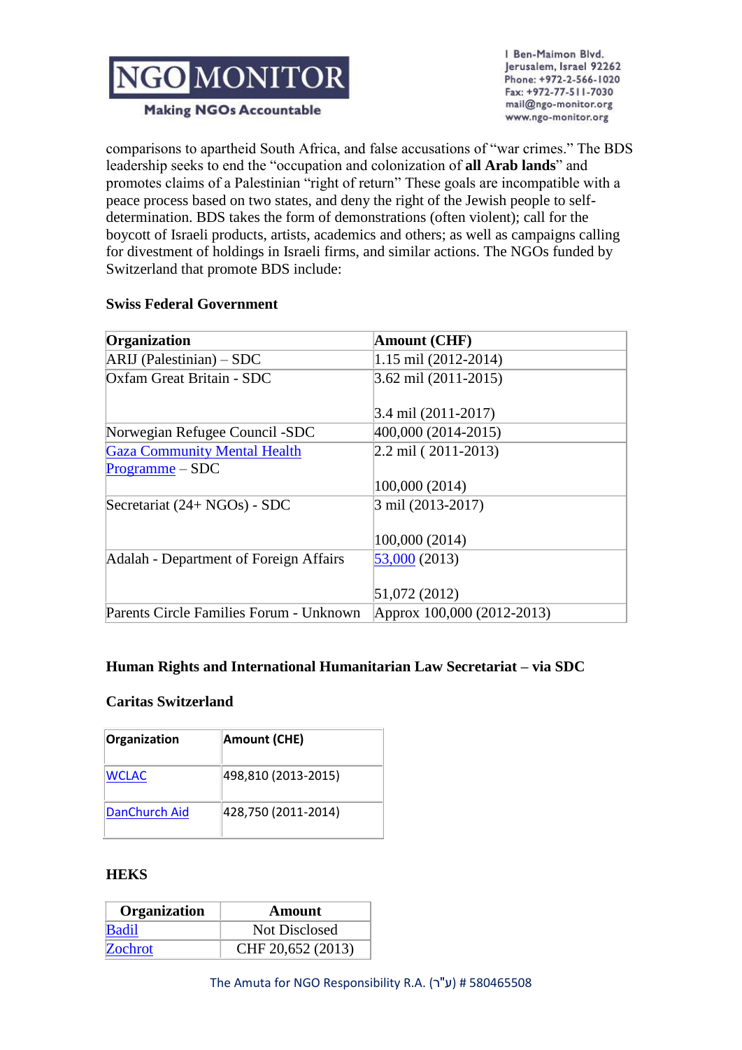comparisons to apartheid South Africa, and false accusations of "war crimes." The BDS leadership seeks to end the "occupation and colonization of **all Arab lands**" and promotes claims of a Palestinian "right of return" These goals are incompatible with a peace process based on two states, and deny the right of the Jewish people to self-determination. BDS takes the form of demonstrations (often violent); call for the boycott of Israeli products, artists, academics and others; as well as campaigns calling for divestment of holdings in Israeli firms, and similar actions. The NGOs funded by Switzerland that promote BDS include:

**Swiss Federal Government**

| Organization | Amount (CHF) |
|---|---|
| ARIJ (Palestinian) – SDC | 1.15 mil (2012-2014) |
| Oxfam Great Britain - SDC | 3.62 mil (2011-2015)<br><br>3.4 mil (2011-2017) |
| Norwegian Refugee Council -SDC | 400,000 (2014-2015) |
| Gaza Community Mental Health Programme – SDC | 2.2 mil ( 2011-2013)<br><br>100,000 (2014) |
| Secretariat (24+ NGOs) - SDC | 3 mil (2013-2017)<br><br>100,000 (2014) |
| Adalah - Department of Foreign Affairs | 53,000 (2013)<br><br>51,072 (2012) |
| Parents Circle Families Forum - Unknown | Approx 100,000 (2012-2013) |

**Human Rights and International Humanitarian Law Secretariat – via SDC**

**Caritas Switzerland**

| Organization | Amount (CHE) |
|---|---|
| WCLAC | 498,810 (2013-2015) |
| DanChurch Aid | 428,750 (2011-2014) |

**HEKS**

| Organization | Amount |
|---|---|
| Badil | Not Disclosed |
| Zochrot | CHF 20,652 (2013) |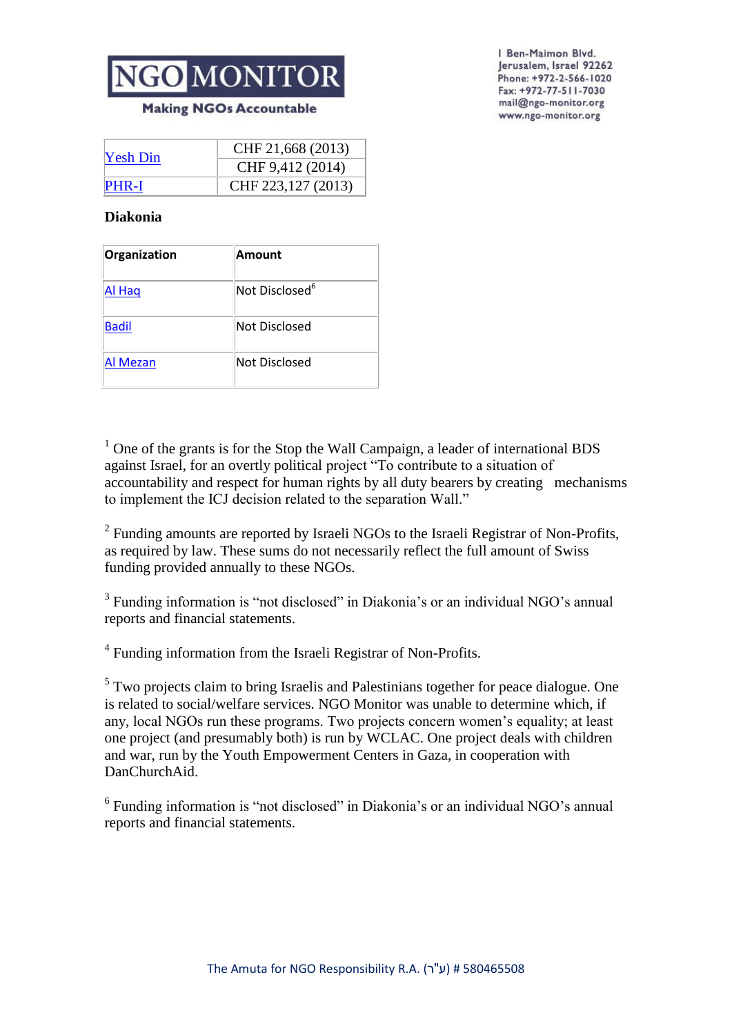| | |
|---|---|
| Yesh Din | CHF 21,668 (2013) |
| | CHF 9,412 (2014) |
| PHR-I | CHF 223,127 (2013) |

**Diakonia**

| Organization | Amount |
|---|---|
| Al Haq | Not Disclosed[6] |
| Badil | Not Disclosed |
| Al Mezan | Not Disclosed |

[1] One of the grants is for the Stop the Wall Campaign, a leader of international BDS against Israel, for an overtly political project "To contribute to a situation of accountability and respect for human rights by all duty bearers by creating mechanisms to implement the ICJ decision related to the separation Wall."

[2] Funding amounts are reported by Israeli NGOs to the Israeli Registrar of Non-Profits, as required by law. These sums do not necessarily reflect the full amount of Swiss funding provided annually to these NGOs.

[3] Funding information is "not disclosed" in Diakonia's or an individual NGO's annual reports and financial statements.

[4] Funding information from the Israeli Registrar of Non-Profits.

[5] Two projects claim to bring Israelis and Palestinians together for peace dialogue. One is related to social/welfare services. NGO Monitor was unable to determine which, if any, local NGOs run these programs. Two projects concern women's equality; at least one project (and presumably both) is run by WCLAC. One project deals with children and war, run by the Youth Empowerment Centers in Gaza, in cooperation with DanChurchAid.

[6] Funding information is "not disclosed" in Diakonia's or an individual NGO's annual reports and financial statements.